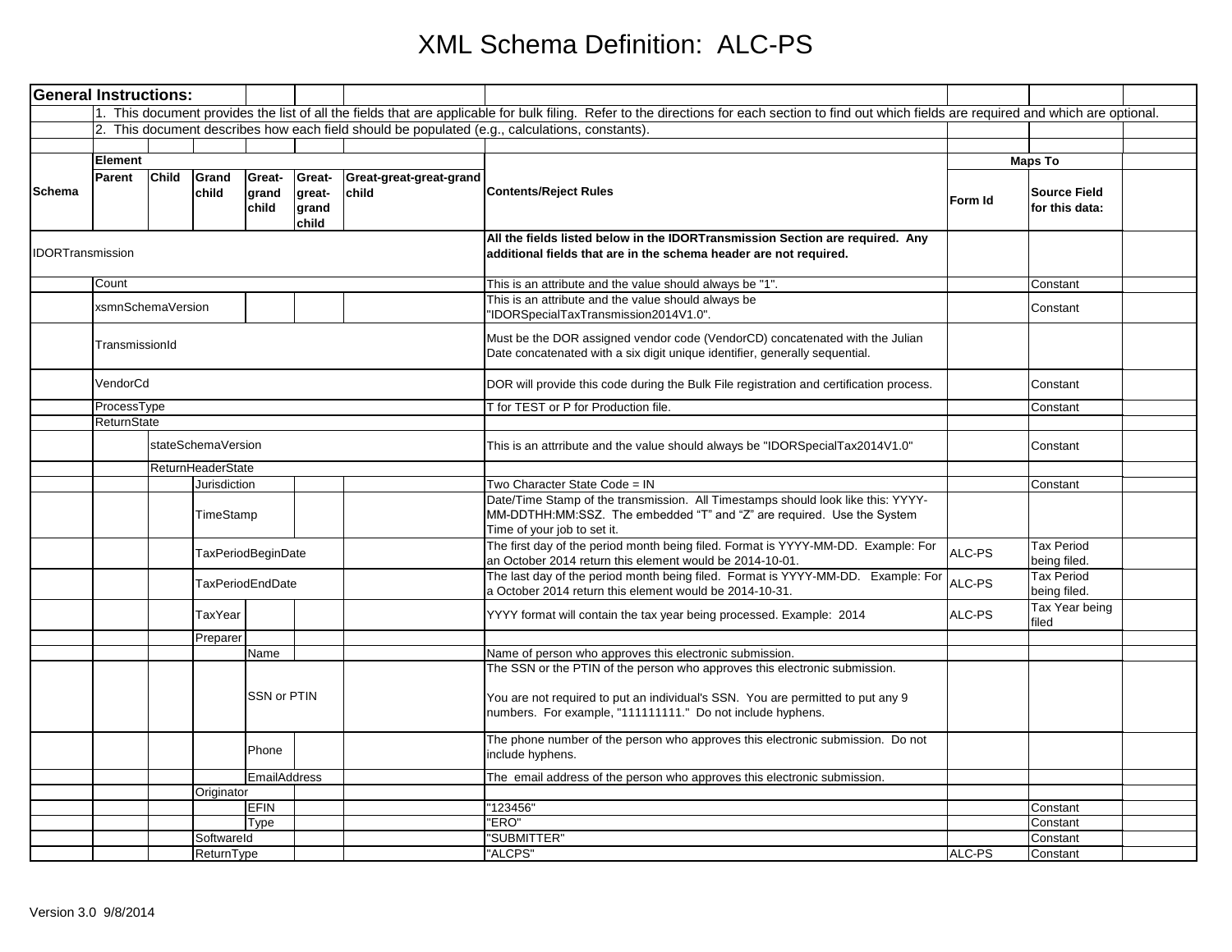# XML Schema Definition: ALC-PS

| General Instructions: | | | | | | | | | | |
|---|---|---|---|---|---|---|---|---|---|---|
| | 1. This document provides the list of all the fields that are applicable for bulk filing. Refer to the directions for each section to find out which fields are required and which are optional. | | | | | | | | | |
| | 2. This document describes how each field should be populated (e.g., calculations, constants). | | | | | | | | | |
| | | | | | | | | | | |
| | **Element** | | | | | | | **Maps To** | | |
| **Schema** | **Parent** | **Child** | **Grand child** | **Great-grand child** | **Great-great-grand child** | **Great-great-great-grand child** | **Contents/Reject Rules** | **Form Id** | **Source Field for this data:** | |
| IDORTransmission | | | | | | | **All the fields listed below in the IDORTransmission Section are required. Any additional fields that are in the schema header are not required.** | | | |
| | Count | | | | | | This is an attribute and the value should always be "1". | | Constant | |
| | xsmnSchemaVersion | | | | | | This is an attribute and the value should always be "IDORSpecialTaxTransmission2014V1.0". | | Constant | |
| | TransmissionId | | | | | | Must be the DOR assigned vendor code (VendorCD) concatenated with the Julian Date concatenated with a six digit unique identifier, generally sequential. | | | |
| | VendorCd | | | | | | DOR will provide this code during the Bulk File registration and certification process. | | Constant | |
| | ProcessType | | | | | | T for TEST or P for Production file. | | Constant | |
| | ReturnState | | | | | | | | | |
| | | stateSchemaVersion | | | | | This is an attrribute and the value should always be "IDORSpecialTax2014V1.0" | | Constant | |
| | | ReturnHeaderState | | | | | | | | |
| | | | Jurisdiction | | | | Two Character State Code = IN | | Constant | |
| | | | TimeStamp | | | | Date/Time Stamp of the transmission. All Timestamps should look like this: YYYY-MM-DDTHH:MM:SSZ. The embedded "T" and "Z" are required. Use the System Time of your job to set it. | | | |
| | | | TaxPeriodBeginDate | | | | The first day of the period month being filed. Format is YYYY-MM-DD. Example: For an October 2014 return this element would be 2014-10-01. | ALC-PS | Tax Period being filed. | |
| | | | TaxPeriodEndDate | | | | The last day of the period month being filed. Format is YYYY-MM-DD. Example: For a October 2014 return this element would be 2014-10-31. | ALC-PS | Tax Period being filed. | |
| | | | TaxYear | | | | YYYY format will contain the tax year being processed. Example: 2014 | ALC-PS | Tax Year being filed | |
| | | | Preparer | | | | | | | |
| | | | | Name | | | Name of person who approves this electronic submission. | | | |
| | | | | SSN or PTIN | | | The SSN or the PTIN of the person who approves this electronic submission.<br><br>You are not required to put an individual's SSN. You are permitted to put any 9 numbers. For example, "111111111." Do not include hyphens. | | | |
| | | | | Phone | | | The phone number of the person who approves this electronic submission. Do not include hyphens. | | | |
| | | | | EmailAddress | | | The email address of the person who approves this electronic submission. | | | |
| | | | Originator | | | | | | | |
| | | | | EFIN | | | "123456" | | Constant | |
| | | | | Type | | | "ERO" | | Constant | |
| | | | SoftwareId | | | | "SUBMITTER" | | Constant | |
| | | | ReturnType | | | | "ALCPS" | ALC-PS | Constant | |

Version 3.0 9/8/2014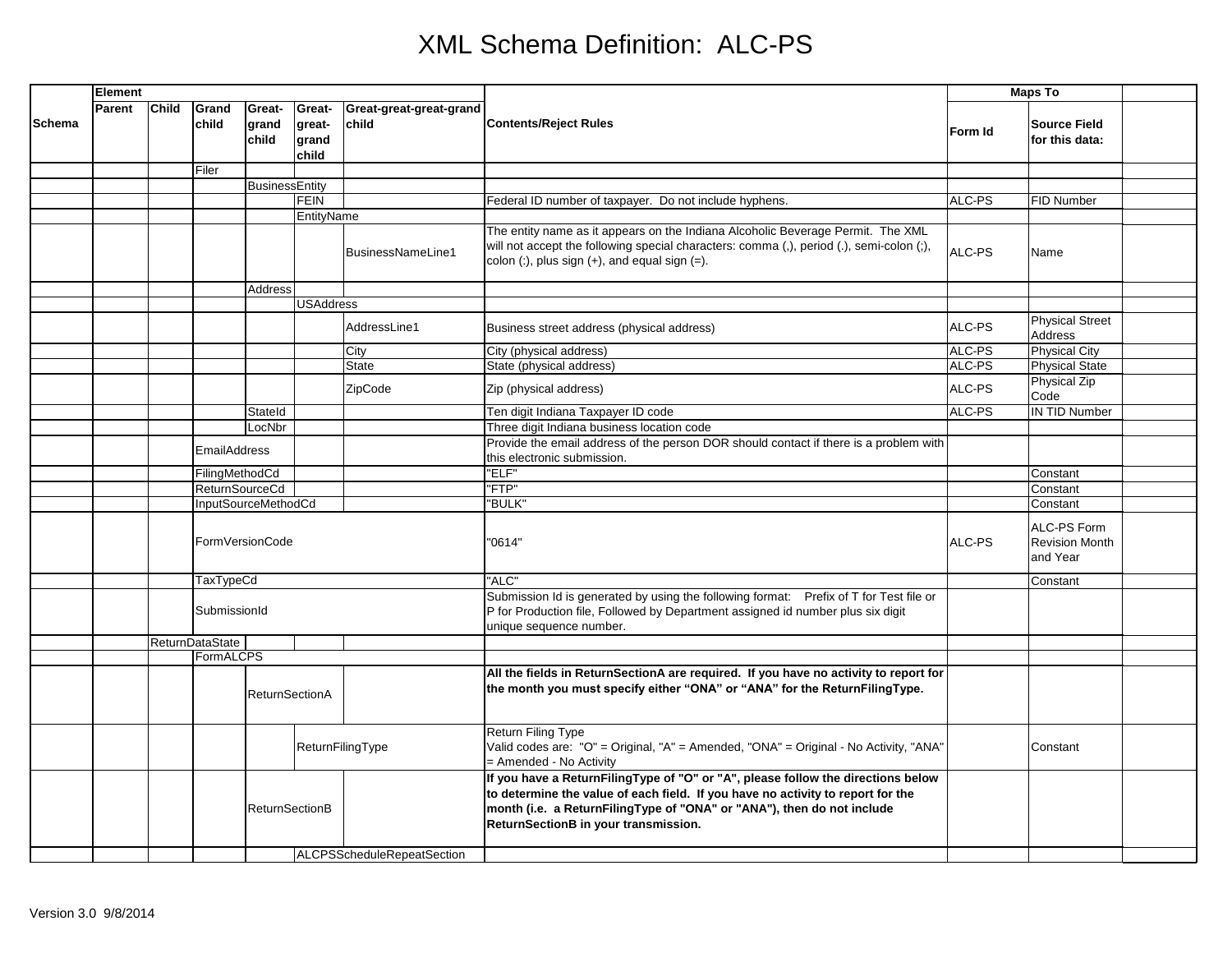# XML Schema Definition: ALC-PS

| Schema | Element | | | | | | Contents/Reject Rules | Maps To | | |
|---|---|---|---|---|---|---|---|---|---|---|
| | Parent | Child | Grand child | Great-grand child | Great-great-grand child | Great-great-great-grand child | | Form Id | Source Field for this data: | |
| | | | Filer | | | | | | | |
| | | | | BusinessEntity | | | | | | |
| | | | | | FEIN | | Federal ID number of taxpayer. Do not include hyphens. | ALC-PS | FID Number | |
| | | | | | EntityName | | | | | |
| | | | | | | BusinessNameLine1 | The entity name as it appears on the Indiana Alcoholic Beverage Permit. The XML will not accept the following special characters: comma (,), period (.), semi-colon (;), colon (:), plus sign (+), and equal sign (=). | ALC-PS | Name | |
| | | | | Address | | | | | | |
| | | | | | USAddress | | | | | |
| | | | | | | AddressLine1 | Business street address (physical address) | ALC-PS | Physical Street Address | |
| | | | | | | City | City (physical address) | ALC-PS | Physical City | |
| | | | | | | State | State (physical address) | ALC-PS | Physical State | |
| | | | | | | ZipCode | Zip (physical address) | ALC-PS | Physical Zip Code | |
| | | | | StateId | | | Ten digit Indiana Taxpayer ID code | ALC-PS | IN TID Number | |
| | | | | LocNbr | | | Three digit Indiana business location code | | | |
| | | | EmailAddress | | | | Provide the email address of the person DOR should contact if there is a problem with this electronic submission. | | | |
| | | | FilingMethodCd | | | | "ELF" | | Constant | |
| | | | ReturnSourceCd | | | | "FTP" | | Constant | |
| | | | InputSourceMethodCd | | | | "BULK" | | Constant | |
| | | | FormVersionCode | | | | "0614" | ALC-PS | ALC-PS Form Revision Month and Year | |
| | | | TaxTypeCd | | | | "ALC" | | Constant | |
| | | | SubmissionId | | | | Submission Id is generated by using the following format: Prefix of T for Test file or P for Production file, Followed by Department assigned id number plus six digit unique sequence number. | | | |
| | | ReturnDataState | | | | | | | | |
| | | | FormALCPS | | | | | | | |
| | | | | ReturnSectionA | | | **All the fields in ReturnSectionA are required. If you have no activity to report for the month you must specify either "ONA" or "ANA" for the ReturnFilingType.** | | | |
| | | | | | ReturnFilingType | | Return Filing Type<br>Valid codes are: "O" = Original, "A" = Amended, "ONA" = Original - No Activity, "ANA" = Amended - No Activity | | Constant | |
| | | | | ReturnSectionB | | | **If you have a ReturnFilingType of "O" or "A", please follow the directions below to determine the value of each field. If you have no activity to report for the month (i.e. a ReturnFilingType of "ONA" or "ANA"), then do not include ReturnSectionB in your transmission.** | | | |
| | | | | | ALCPSScheduleRepeatSection | | | | | |

Version 3.0 9/8/2014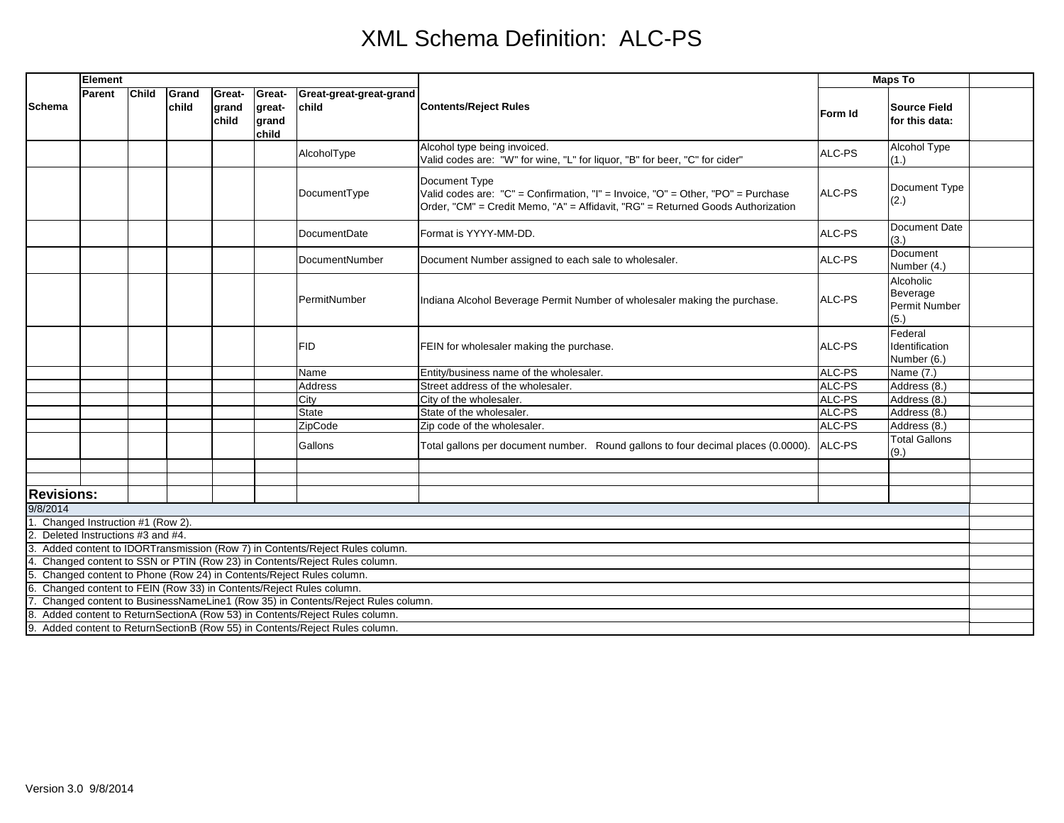# XML Schema Definition: ALC-PS

| Schema | Element | | | | | | Contents/Reject Rules | Maps To | | |
|---|---|---|---|---|---|---|---|---|---|---|
| | Parent | Child | Grand child | Great-grand child | Great-great-grand child | Great-great-great-grand child | | Form Id | Source Field for this data: | |
| | | | | | | AlcoholType | Alcohol type being invoiced. Valid codes are: "W" for wine, "L" for liquor, "B" for beer, "C" for cider" | ALC-PS | Alcohol Type (1.) | |
| | | | | | | DocumentType | Document Type Valid codes are: "C" = Confirmation, "I" = Invoice, "O" = Other, "PO" = Purchase Order, "CM" = Credit Memo, "A" = Affidavit, "RG" = Returned Goods Authorization | ALC-PS | Document Type (2.) | |
| | | | | | | DocumentDate | Format is YYYY-MM-DD. | ALC-PS | Document Date (3.) | |
| | | | | | | DocumentNumber | Document Number assigned to each sale to wholesaler. | ALC-PS | Document Number (4.) | |
| | | | | | | PermitNumber | Indiana Alcohol Beverage Permit Number of wholesaler making the purchase. | ALC-PS | Alcoholic Beverage Permit Number (5.) | |
| | | | | | | FID | FEIN for wholesaler making the purchase. | ALC-PS | Federal Identification Number (6.) | |
| | | | | | | Name | Entity/business name of the wholesaler. | ALC-PS | Name (7.) | |
| | | | | | | Address | Street address of the wholesaler. | ALC-PS | Address (8.) | |
| | | | | | | City | City of the wholesaler. | ALC-PS | Address (8.) | |
| | | | | | | State | State of the wholesaler. | ALC-PS | Address (8.) | |
| | | | | | | ZipCode | Zip code of the wholesaler. | ALC-PS | Address (8.) | |
| | | | | | | Gallons | Total gallons per document number. Round gallons to four decimal places (0.0000). | ALC-PS | Total Gallons (9.) | |

## Revisions:

9/8/2014

1. Changed Instruction #1 (Row 2).
2. Deleted Instructions #3 and #4.
3. Added content to IDORTransmission (Row 7) in Contents/Reject Rules column.
4. Changed content to SSN or PTIN (Row 23) in Contents/Reject Rules column.
5. Changed content to Phone (Row 24) in Contents/Reject Rules column.
6. Changed content to FEIN (Row 33) in Contents/Reject Rules column.
7. Changed content to BusinessNameLine1 (Row 35) in Contents/Reject Rules column.
8. Added content to ReturnSectionA (Row 53) in Contents/Reject Rules column.
9. Added content to ReturnSectionB (Row 55) in Contents/Reject Rules column.

Version 3.0 9/8/2014